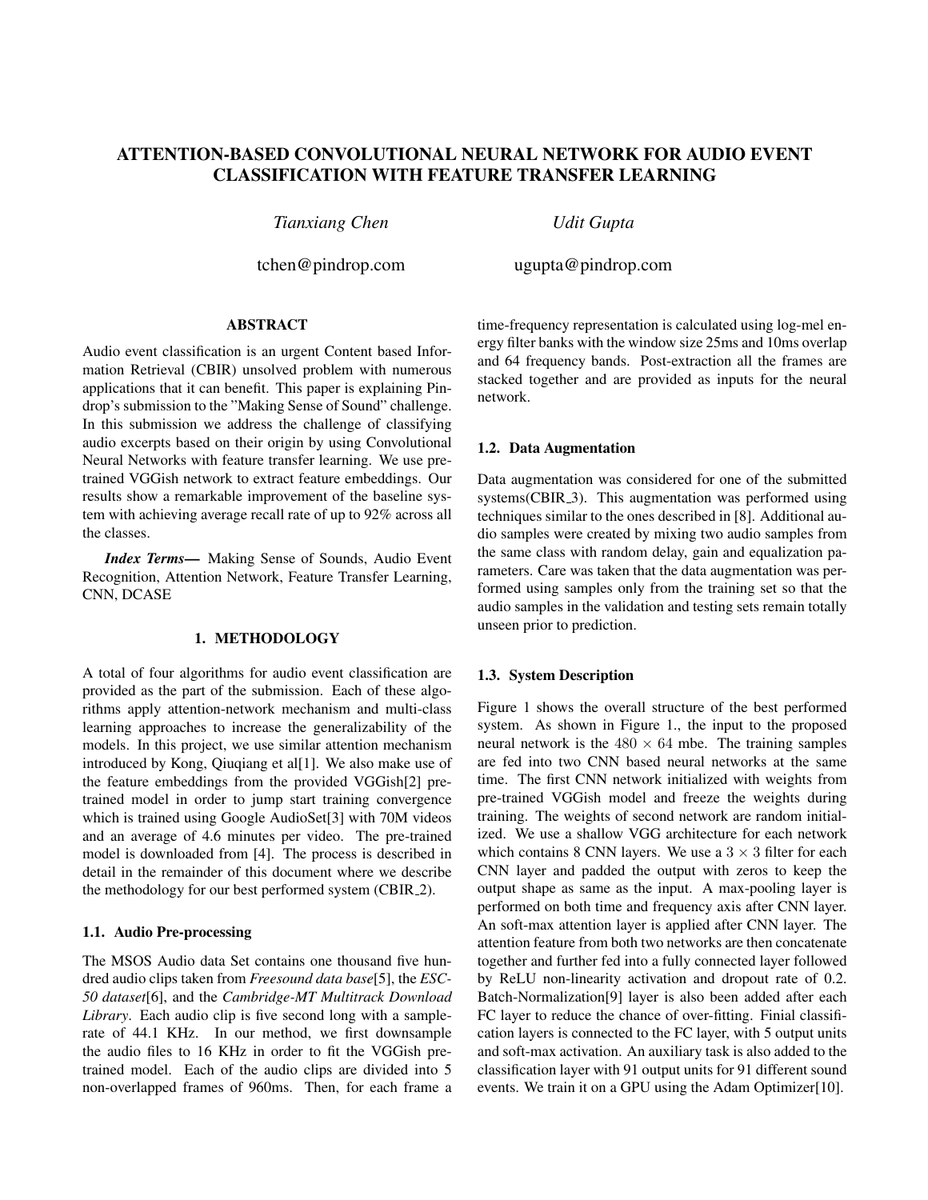# ATTENTION-BASED CONVOLUTIONAL NEURAL NETWORK FOR AUDIO EVENT CLASSIFICATION WITH FEATURE TRANSFER LEARNING

*Tianxiang Chen* — tchen@pindrop.com

*Udit Gupta* — ugupta@pindrop.com

## ABSTRACT

Audio event classification is an urgent Content based Information Retrieval (CBIR) unsolved problem with numerous applications that it can benefit. This paper is explaining Pindrop's submission to the "Making Sense of Sound" challenge. In this submission we address the challenge of classifying audio excerpts based on their origin by using Convolutional Neural Networks with feature transfer learning. We use pretrained VGGish network to extract feature embeddings. Our results show a remarkable improvement of the baseline system with achieving average recall rate of up to 92% across all the classes.

***Index Terms*—** Making Sense of Sounds, Audio Event Recognition, Attention Network, Feature Transfer Learning, CNN, DCASE

## 1. METHODOLOGY

A total of four algorithms for audio event classification are provided as the part of the submission. Each of these algorithms apply attention-network mechanism and multi-class learning approaches to increase the generalizability of the models. In this project, we use similar attention mechanism introduced by Kong, Qiuqiang et al[1]. We also make use of the feature embeddings from the provided VGGish[2] pretrained model in order to jump start training convergence which is trained using Google AudioSet[3] with 70M videos and an average of 4.6 minutes per video. The pre-trained model is downloaded from [4]. The process is described in detail in the remainder of this document where we describe the methodology for our best performed system (CBIR_2).

### 1.1. Audio Pre-processing

The MSOS Audio data Set contains one thousand five hundred audio clips taken from *Freesound data base*[5], the *ESC-50 dataset*[6], and the *Cambridge-MT Multitrack Download Library*. Each audio clip is five second long with a samplerate of 44.1 KHz. In our method, we first downsample the audio files to 16 KHz in order to fit the VGGish pretrained model. Each of the audio clips are divided into 5 non-overlapped frames of 960ms. Then, for each frame a time-frequency representation is calculated using log-mel energy filter banks with the window size 25ms and 10ms overlap and 64 frequency bands. Post-extraction all the frames are stacked together and are provided as inputs for the neural network.

### 1.2. Data Augmentation

Data augmentation was considered for one of the submitted systems(CBIR_3). This augmentation was performed using techniques similar to the ones described in [8]. Additional audio samples were created by mixing two audio samples from the same class with random delay, gain and equalization parameters. Care was taken that the data augmentation was performed using samples only from the training set so that the audio samples in the validation and testing sets remain totally unseen prior to prediction.

### 1.3. System Description

Figure 1 shows the overall structure of the best performed system. As shown in Figure 1., the input to the proposed neural network is the $480 \times 64$ mbe. The training samples are fed into two CNN based neural networks at the same time. The first CNN network initialized with weights from pre-trained VGGish model and freeze the weights during training. The weights of second network are random initialized. We use a shallow VGG architecture for each network which contains 8 CNN layers. We use a $3 \times 3$ filter for each CNN layer and padded the output with zeros to keep the output shape as same as the input. A max-pooling layer is performed on both time and frequency axis after CNN layer. An soft-max attention layer is applied after CNN layer. The attention feature from both two networks are then concatenate together and further fed into a fully connected layer followed by ReLU non-linearity activation and dropout rate of 0.2. Batch-Normalization[9] layer is also been added after each FC layer to reduce the chance of over-fitting. Finial classification layers is connected to the FC layer, with 5 output units and soft-max activation. An auxiliary task is also added to the classification layer with 91 output units for 91 different sound events. We train it on a GPU using the Adam Optimizer[10].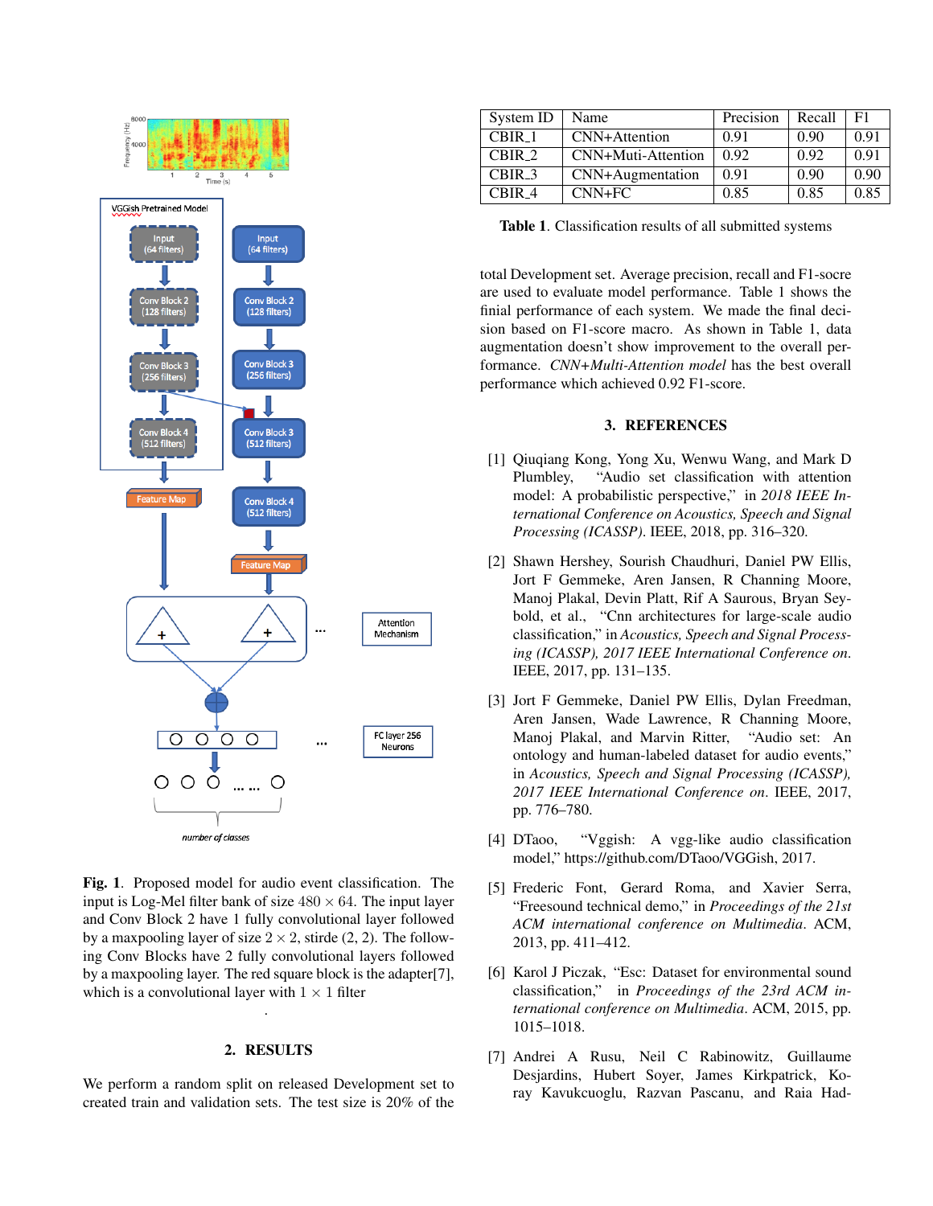**Fig. 1**. Proposed model for audio event classification. The input is Log-Mel filter bank of size $480 \times 64$. The input layer and Conv Block 2 have 1 fully convolutional layer followed by a maxpooling layer of size $2 \times 2$, stirde (2, 2). The following Conv Blocks have 2 fully convolutional layers followed by a maxpooling layer. The red square block is the adapter[7], which is a convolutional layer with $1 \times 1$ filter

.

## 2. RESULTS

We perform a random split on released Development set to created train and validation sets. The test size is 20% of the total Development set. Average precision, recall and F1-socre are used to evaluate model performance. Table 1 shows the finial performance of each system. We made the final decision based on F1-score macro. As shown in Table 1, data augmentation doesn't show improvement to the overall performance. *CNN+Multi-Attention model* has the best overall performance which achieved 0.92 F1-score.

| System ID | Name | Precision | Recall | F1 |
|---|---|---|---|---|
| CBIR_1 | CNN+Attention | 0.91 | 0.90 | 0.91 |
| CBIR_2 | CNN+Muti-Attention | 0.92 | 0.92 | 0.91 |
| CBIR_3 | CNN+Augmentation | 0.91 | 0.90 | 0.90 |
| CBIR_4 | CNN+FC | 0.85 | 0.85 | 0.85 |

**Table 1**. Classification results of all submitted systems

## 3. REFERENCES

[1] Qiuqiang Kong, Yong Xu, Wenwu Wang, and Mark D Plumbley, "Audio set classification with attention model: A probabilistic perspective," in *2018 IEEE International Conference on Acoustics, Speech and Signal Processing (ICASSP)*. IEEE, 2018, pp. 316–320.

[2] Shawn Hershey, Sourish Chaudhuri, Daniel PW Ellis, Jort F Gemmeke, Aren Jansen, R Channing Moore, Manoj Plakal, Devin Platt, Rif A Saurous, Bryan Seybold, et al., "Cnn architectures for large-scale audio classification," in *Acoustics, Speech and Signal Processing (ICASSP), 2017 IEEE International Conference on*. IEEE, 2017, pp. 131–135.

[3] Jort F Gemmeke, Daniel PW Ellis, Dylan Freedman, Aren Jansen, Wade Lawrence, R Channing Moore, Manoj Plakal, and Marvin Ritter, "Audio set: An ontology and human-labeled dataset for audio events," in *Acoustics, Speech and Signal Processing (ICASSP), 2017 IEEE International Conference on*. IEEE, 2017, pp. 776–780.

[4] DTaoo, "Vggish: A vgg-like audio classification model," https://github.com/DTaoo/VGGish, 2017.

[5] Frederic Font, Gerard Roma, and Xavier Serra, "Freesound technical demo," in *Proceedings of the 21st ACM international conference on Multimedia*. ACM, 2013, pp. 411–412.

[6] Karol J Piczak, "Esc: Dataset for environmental sound classification," in *Proceedings of the 23rd ACM international conference on Multimedia*. ACM, 2015, pp. 1015–1018.

[7] Andrei A Rusu, Neil C Rabinowitz, Guillaume Desjardins, Hubert Soyer, James Kirkpatrick, Koray Kavukcuoglu, Razvan Pascanu, and Raia Had-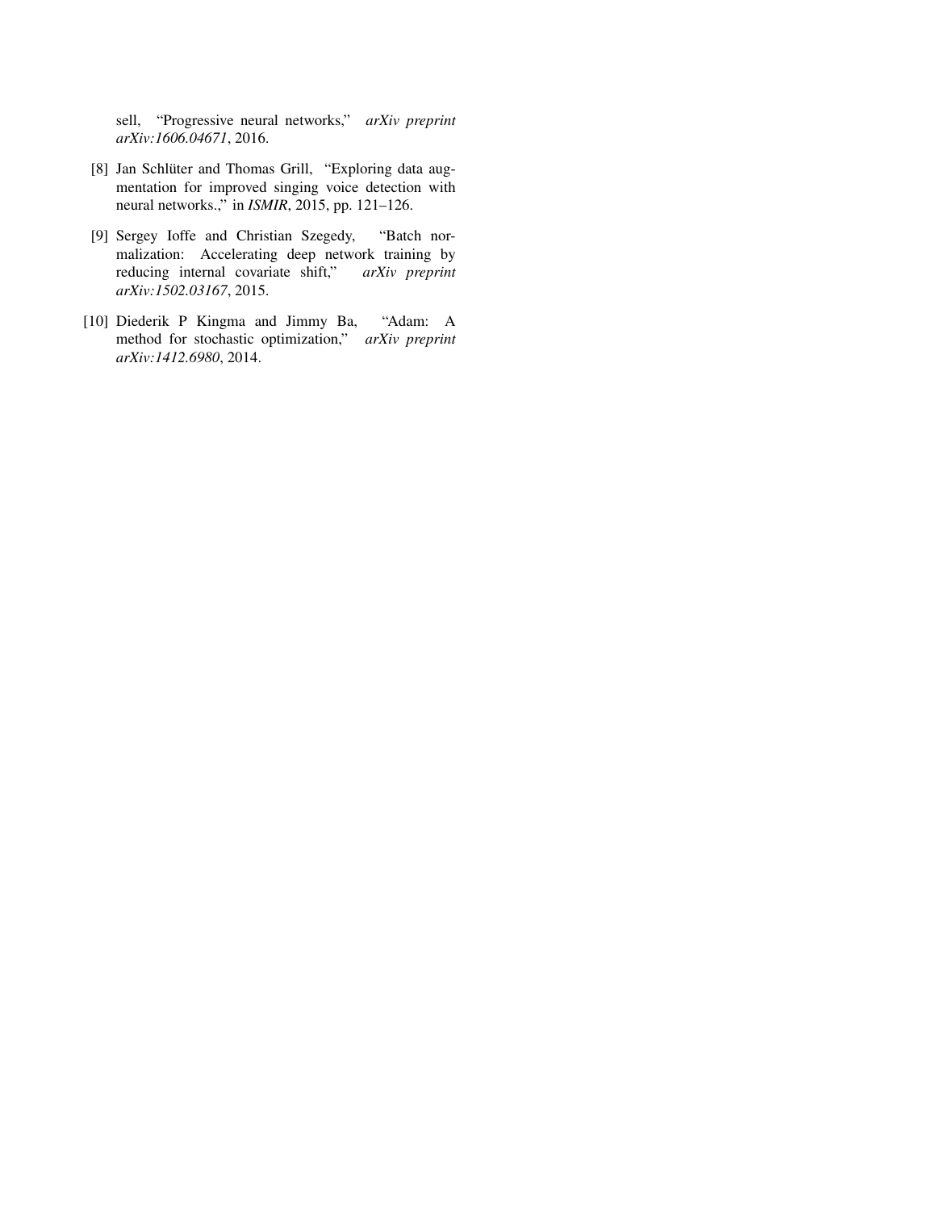sell, "Progressive neural networks," *arXiv preprint arXiv:1606.04671*, 2016.

[8] Jan Schlüter and Thomas Grill, "Exploring data augmentation for improved singing voice detection with neural networks.," in *ISMIR*, 2015, pp. 121–126.

[9] Sergey Ioffe and Christian Szegedy, "Batch normalization: Accelerating deep network training by reducing internal covariate shift," *arXiv preprint arXiv:1502.03167*, 2015.

[10] Diederik P Kingma and Jimmy Ba, "Adam: A method for stochastic optimization," *arXiv preprint arXiv:1412.6980*, 2014.